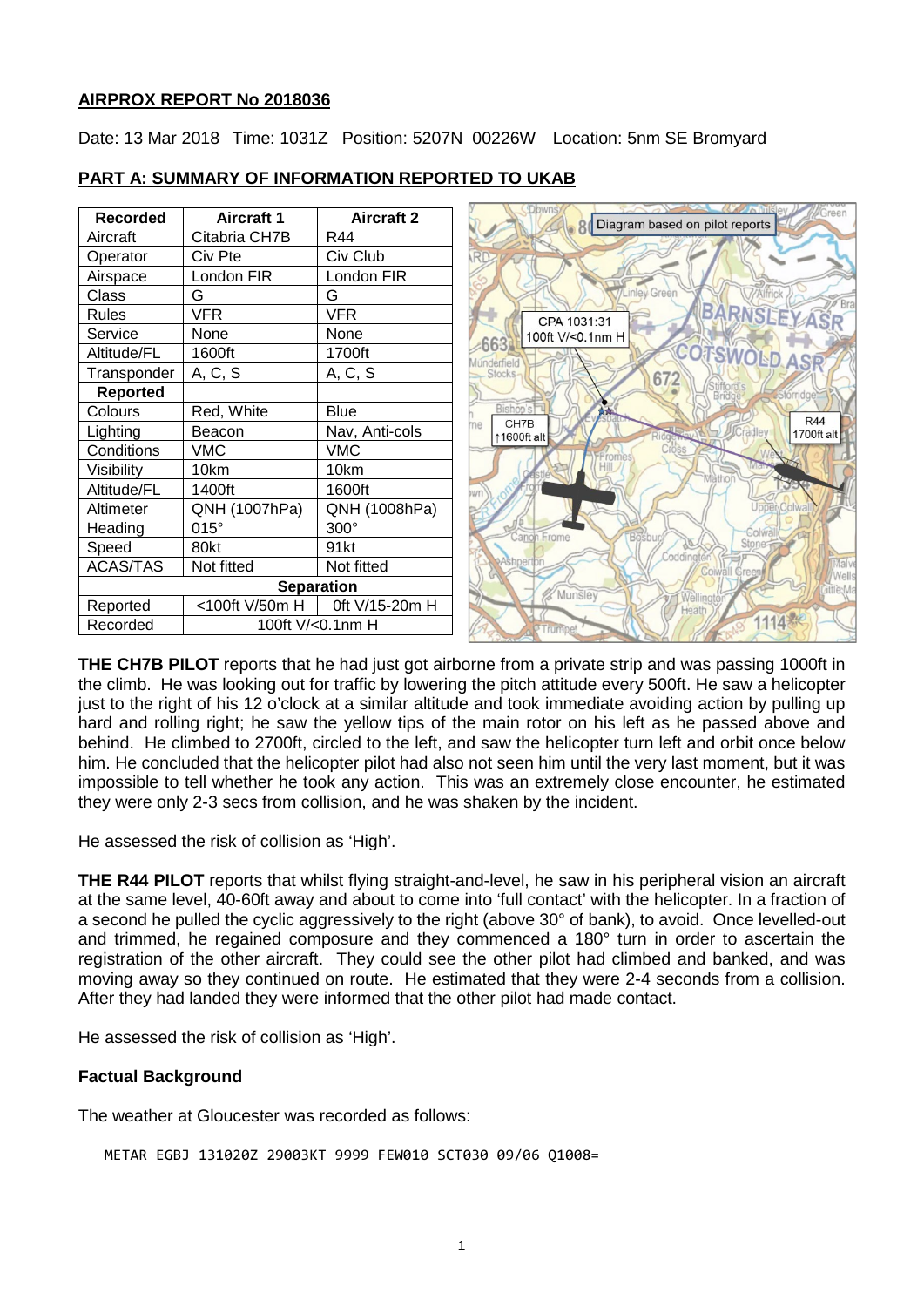**AIRPROX REPORT No 2018036**

Date: 13 Mar 2018 Time: 1031Z Position: 5207N 00226W Location: 5nm SE Bromyard

**PART A: SUMMARY OF INFORMATION REPORTED TO UKAB**

| Recorded | Aircraft 1 | Aircraft 2 |
|---|---|---|
| Aircraft | Citabria CH7B | R44 |
| Operator | Civ Pte | Civ Club |
| Airspace | London FIR | London FIR |
| Class | G | G |
| Rules | VFR | VFR |
| Service | None | None |
| Altitude/FL | 1600ft | 1700ft |
| Transponder | A, C, S | A, C, S |
| **Reported** | | |
| Colours | Red, White | Blue |
| Lighting | Beacon | Nav, Anti-cols |
| Conditions | VMC | VMC |
| Visibility | 10km | 10km |
| Altitude/FL | 1400ft | 1600ft |
| Altimeter | QNH (1007hPa) | QNH (1008hPa) |
| Heading | 015° | 300° |
| Speed | 80kt | 91kt |
| ACAS/TAS | Not fitted | Not fitted |
| **Separation** | | |
| Reported | <100ft V/50m H | 0ft V/15-20m H |
| Recorded | 100ft V/<0.1nm H | |

Diagram based on pilot reports

CPA 1031:31 100ft V/<0.1nm H

CH7B ↑1600ft alt

R44 1700ft alt

**THE CH7B PILOT** reports that he had just got airborne from a private strip and was passing 1000ft in the climb. He was looking out for traffic by lowering the pitch attitude every 500ft. He saw a helicopter just to the right of his 12 o'clock at a similar altitude and took immediate avoiding action by pulling up hard and rolling right; he saw the yellow tips of the main rotor on his left as he passed above and behind. He climbed to 2700ft, circled to the left, and saw the helicopter turn left and orbit once below him. He concluded that the helicopter pilot had also not seen him until the very last moment, but it was impossible to tell whether he took any action. This was an extremely close encounter, he estimated they were only 2-3 secs from collision, and he was shaken by the incident.

He assessed the risk of collision as 'High'.

**THE R44 PILOT** reports that whilst flying straight-and-level, he saw in his peripheral vision an aircraft at the same level, 40-60ft away and about to come into 'full contact' with the helicopter. In a fraction of a second he pulled the cyclic aggressively to the right (above 30° of bank), to avoid. Once levelled-out and trimmed, he regained composure and they commenced a 180° turn in order to ascertain the registration of the other aircraft. They could see the other pilot had climbed and banked, and was moving away so they continued on route. He estimated that they were 2-4 seconds from a collision. After they had landed they were informed that the other pilot had made contact.

He assessed the risk of collision as 'High'.

**Factual Background**

The weather at Gloucester was recorded as follows:

```
METAR EGBJ 131020Z 29003KT 9999 FEW010 SCT030 09/06 Q1008=
```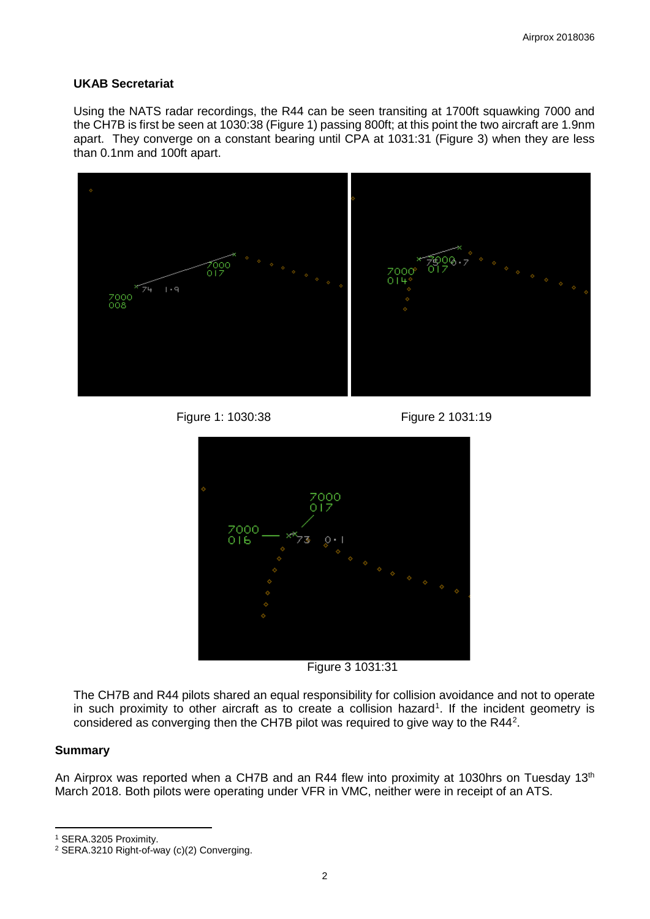### UKAB Secretariat

Using the NATS radar recordings, the R44 can be seen transiting at 1700ft squawking 7000 and the CH7B is first be seen at 1030:38 (Figure 1) passing 800ft; at this point the two aircraft are 1.9nm apart. They converge on a constant bearing until CPA at 1031:31 (Figure 3) when they are less than 0.1nm and 100ft apart.

Figure 1: 1030:38

Figure 2 1031:19

Figure 3 1031:31

The CH7B and R44 pilots shared an equal responsibility for collision avoidance and not to operate in such proximity to other aircraft as to create a collision hazard[1]. If the incident geometry is considered as converging then the CH7B pilot was required to give way to the R44[2].

## Summary

An Airprox was reported when a CH7B and an R44 flew into proximity at 1030hrs on Tuesday 13th March 2018. Both pilots were operating under VFR in VMC, neither were in receipt of an ATS.

---

[1] SERA.3205 Proximity.

[2] SERA.3210 Right-of-way (c)(2) Converging.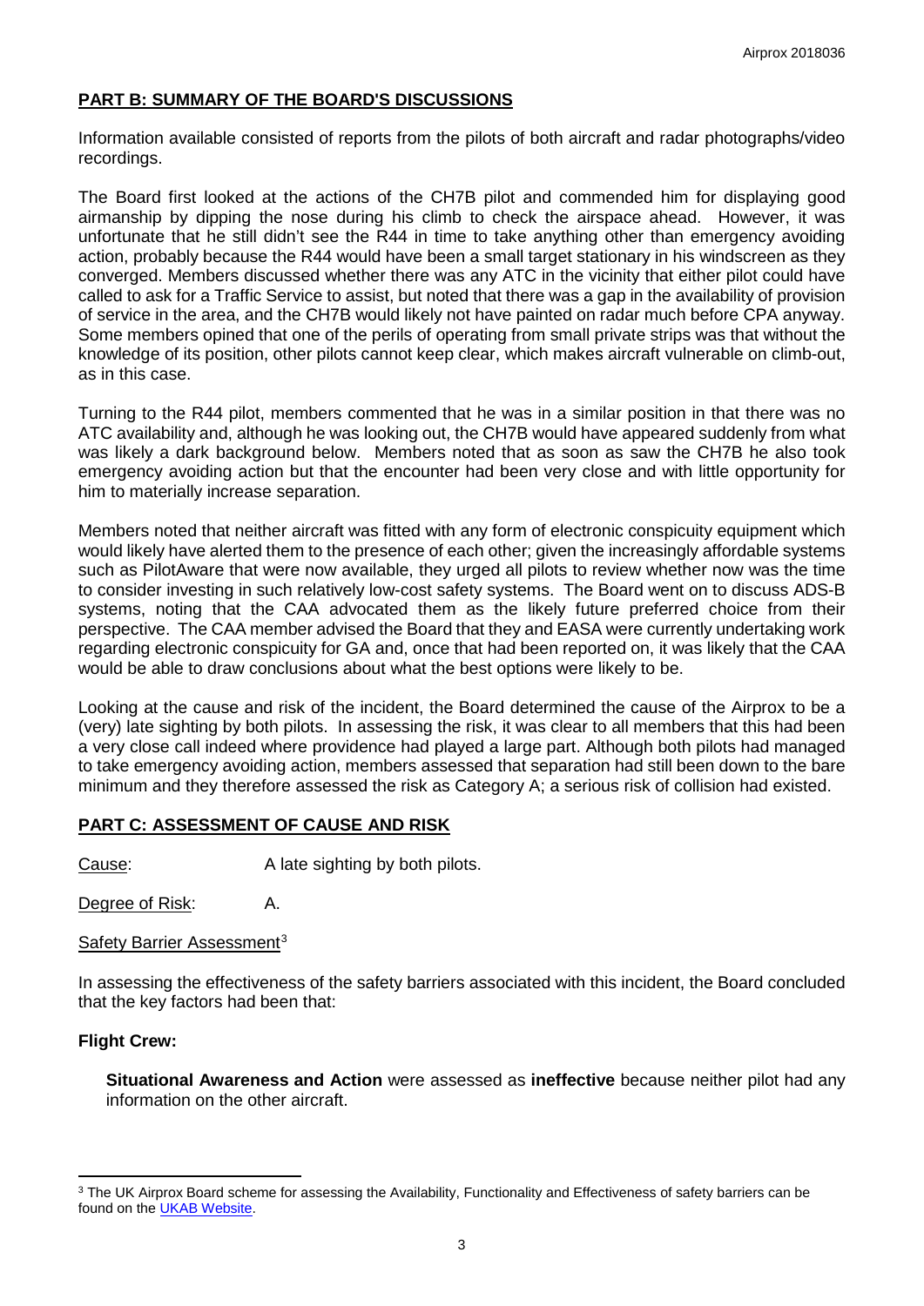## PART B: SUMMARY OF THE BOARD'S DISCUSSIONS

Information available consisted of reports from the pilots of both aircraft and radar photographs/video recordings.

The Board first looked at the actions of the CH7B pilot and commended him for displaying good airmanship by dipping the nose during his climb to check the airspace ahead. However, it was unfortunate that he still didn't see the R44 in time to take anything other than emergency avoiding action, probably because the R44 would have been a small target stationary in his windscreen as they converged. Members discussed whether there was any ATC in the vicinity that either pilot could have called to ask for a Traffic Service to assist, but noted that there was a gap in the availability of provision of service in the area, and the CH7B would likely not have painted on radar much before CPA anyway. Some members opined that one of the perils of operating from small private strips was that without the knowledge of its position, other pilots cannot keep clear, which makes aircraft vulnerable on climb-out, as in this case.

Turning to the R44 pilot, members commented that he was in a similar position in that there was no ATC availability and, although he was looking out, the CH7B would have appeared suddenly from what was likely a dark background below. Members noted that as soon as saw the CH7B he also took emergency avoiding action but that the encounter had been very close and with little opportunity for him to materially increase separation.

Members noted that neither aircraft was fitted with any form of electronic conspicuity equipment which would likely have alerted them to the presence of each other; given the increasingly affordable systems such as PilotAware that were now available, they urged all pilots to review whether now was the time to consider investing in such relatively low-cost safety systems. The Board went on to discuss ADS-B systems, noting that the CAA advocated them as the likely future preferred choice from their perspective. The CAA member advised the Board that they and EASA were currently undertaking work regarding electronic conspicuity for GA and, once that had been reported on, it was likely that the CAA would be able to draw conclusions about what the best options were likely to be.

Looking at the cause and risk of the incident, the Board determined the cause of the Airprox to be a (very) late sighting by both pilots. In assessing the risk, it was clear to all members that this had been a very close call indeed where providence had played a large part. Although both pilots had managed to take emergency avoiding action, members assessed that separation had still been down to the bare minimum and they therefore assessed the risk as Category A; a serious risk of collision had existed.

## PART C: ASSESSMENT OF CAUSE AND RISK

Cause: A late sighting by both pilots.

Degree of Risk: A.

Safety Barrier Assessment[3]

In assessing the effectiveness of the safety barriers associated with this incident, the Board concluded that the key factors had been that:

### Flight Crew:

**Situational Awareness and Action** were assessed as **ineffective** because neither pilot had any information on the other aircraft.

---

[3] The UK Airprox Board scheme for assessing the Availability, Functionality and Effectiveness of safety barriers can be found on the UKAB Website.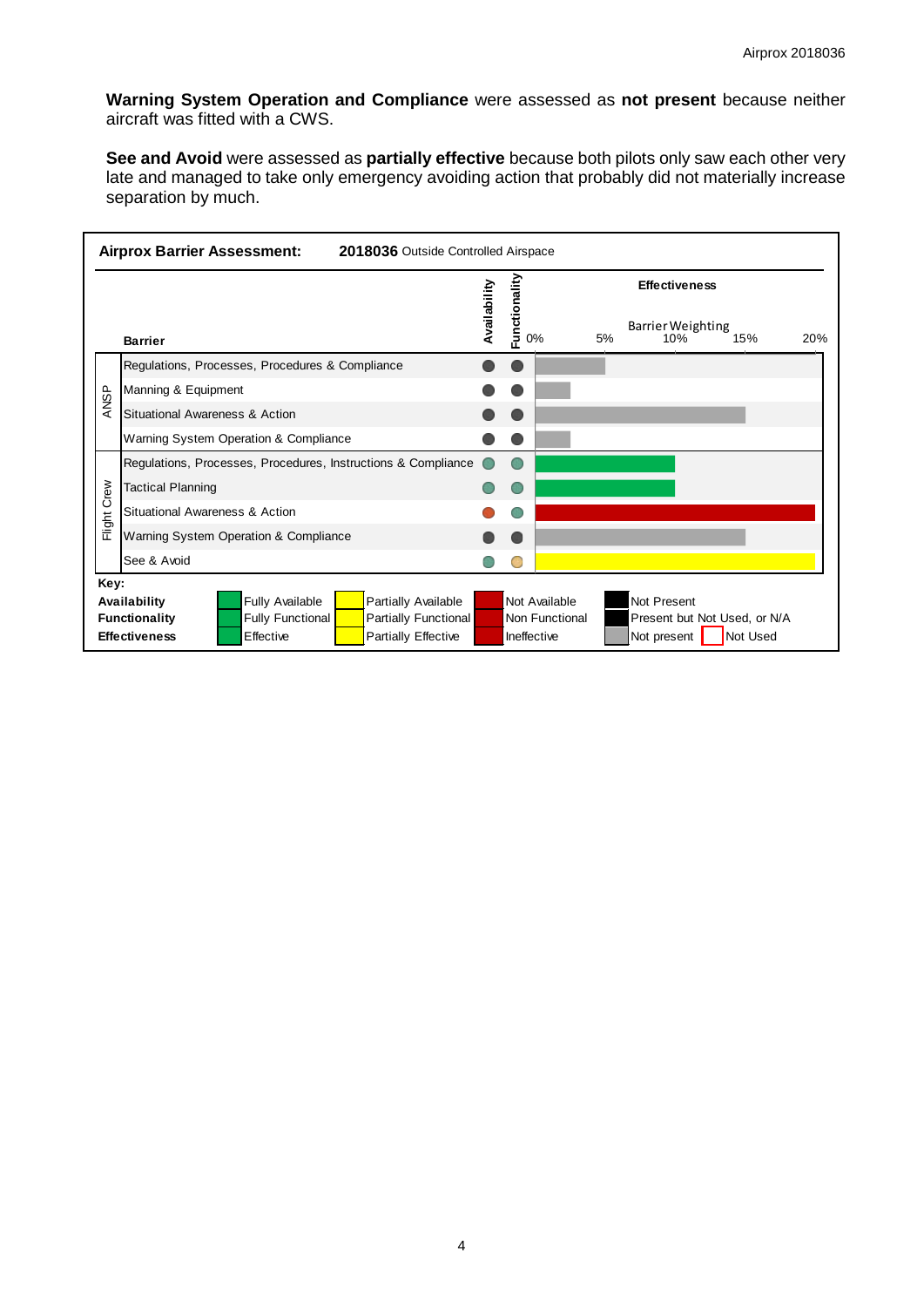**Warning System Operation and Compliance** were assessed as **not present** because neither aircraft was fitted with a CWS.

**See and Avoid** were assessed as **partially effective** because both pilots only saw each other very late and managed to take only emergency avoiding action that probably did not materially increase separation by much.

**Airprox Barrier Assessment:** **2018036** Outside Controlled Airspace

Barrier
Availability
Functionality
Effectiveness
Barrier Weighting
0%
5%
10%
15%
20%

ANSP
Regulations, Processes, Procedures & Compliance
Manning & Equipment
Situational Awareness & Action
Warning System Operation & Compliance

Flight Crew
Regulations, Processes, Procedures, Instructions & Compliance
Tactical Planning
Situational Awareness & Action
Warning System Operation & Compliance
See & Avoid

Key:
Availability: Fully Available, Partially Available, Not Available, Not Present
Functionality: Fully Functional, Partially Functional, Non Functional, Present but Not Used, or N/A
Effectiveness: Effective, Partially Effective, Ineffective, Not present, Not Used